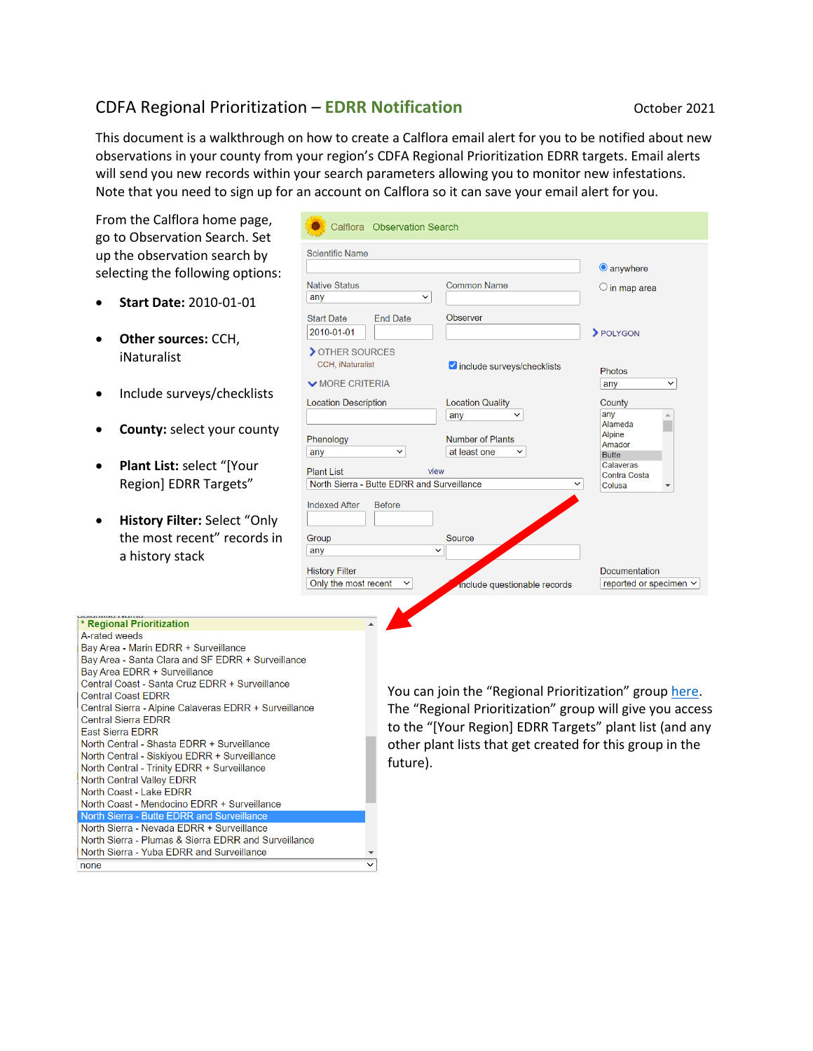# CDFA Regional Prioritization – EDRR Notification

October 2021

This document is a walkthrough on how to create a Calflora email alert for you to be notified about new observations in your county from your region's CDFA Regional Prioritization EDRR targets. Email alerts will send you new records within your search parameters allowing you to monitor new infestations. Note that you need to sign up for an account on Calflora so it can save your email alert for you.

From the Calflora home page, go to Observation Search. Set up the observation search by selecting the following options:

- **Start Date:** 2010-01-01
- **Other sources:** CCH, iNaturalist
- Include surveys/checklists
- **County:** select your county
- **Plant List:** select "[Your Region] EDRR Targets"
- **History Filter:** Select "Only the most recent" records in a history stack

You can join the "Regional Prioritization" group here. The "Regional Prioritization" group will give you access to the "[Your Region] EDRR Targets" plant list (and any other plant lists that get created for this group in the future).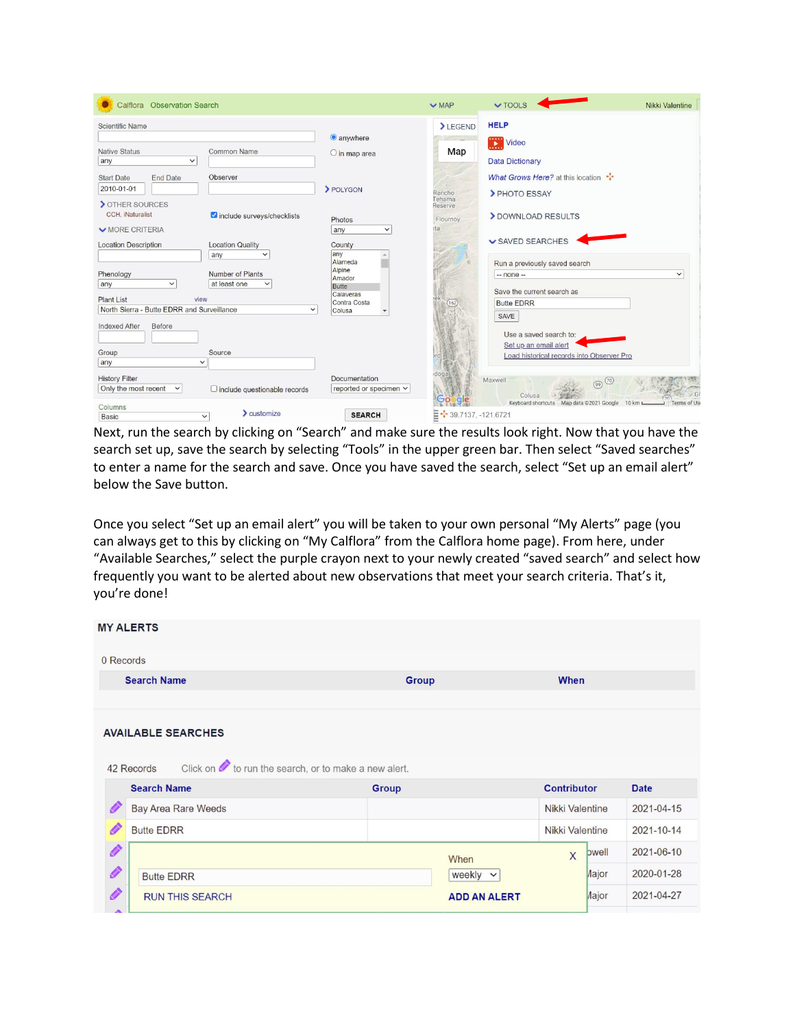Next, run the search by clicking on "Search" and make sure the results look right. Now that you have the search set up, save the search by selecting "Tools" in the upper green bar. Then select "Saved searches" to enter a name for the search and save. Once you have saved the search, select "Set up an email alert" below the Save button.

Once you select "Set up an email alert" you will be taken to your own personal "My Alerts" page (you can always get to this by clicking on "My Calflora" from the Calflora home page). From here, under "Available Searches," select the purple crayon next to your newly created "saved search" and select how frequently you want to be alerted about new observations that meet your search criteria. That's it, you're done!